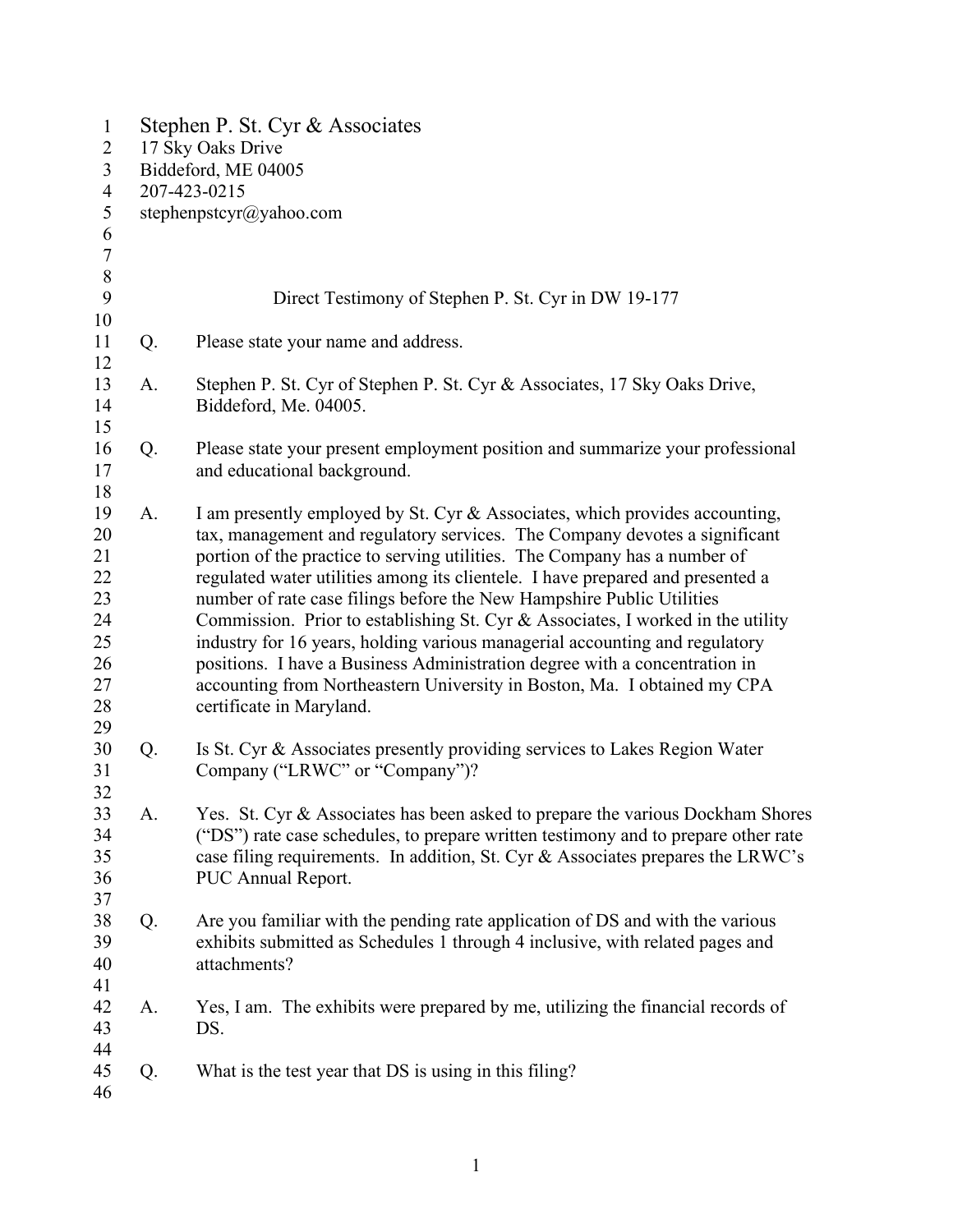Stephen P. St. Cyr & Associates
17 Sky Oaks Drive
Biddeford, ME 04005
207-423-0215
stephenpstcyr@yahoo.com

Direct Testimony of Stephen P. St. Cyr in DW 19-177

Q. Please state your name and address.

A. Stephen P. St. Cyr of Stephen P. St. Cyr & Associates, 17 Sky Oaks Drive, Biddeford, Me. 04005.

Q. Please state your present employment position and summarize your professional and educational background.

A. I am presently employed by St. Cyr & Associates, which provides accounting, tax, management and regulatory services. The Company devotes a significant portion of the practice to serving utilities. The Company has a number of regulated water utilities among its clientele. I have prepared and presented a number of rate case filings before the New Hampshire Public Utilities Commission. Prior to establishing St. Cyr & Associates, I worked in the utility industry for 16 years, holding various managerial accounting and regulatory positions. I have a Business Administration degree with a concentration in accounting from Northeastern University in Boston, Ma. I obtained my CPA certificate in Maryland.

Q. Is St. Cyr & Associates presently providing services to Lakes Region Water Company ("LRWC" or "Company")?

A. Yes. St. Cyr & Associates has been asked to prepare the various Dockham Shores ("DS") rate case schedules, to prepare written testimony and to prepare other rate case filing requirements. In addition, St. Cyr & Associates prepares the LRWC's PUC Annual Report.

Q. Are you familiar with the pending rate application of DS and with the various exhibits submitted as Schedules 1 through 4 inclusive, with related pages and attachments?

A. Yes, I am. The exhibits were prepared by me, utilizing the financial records of DS.

Q. What is the test year that DS is using in this filing?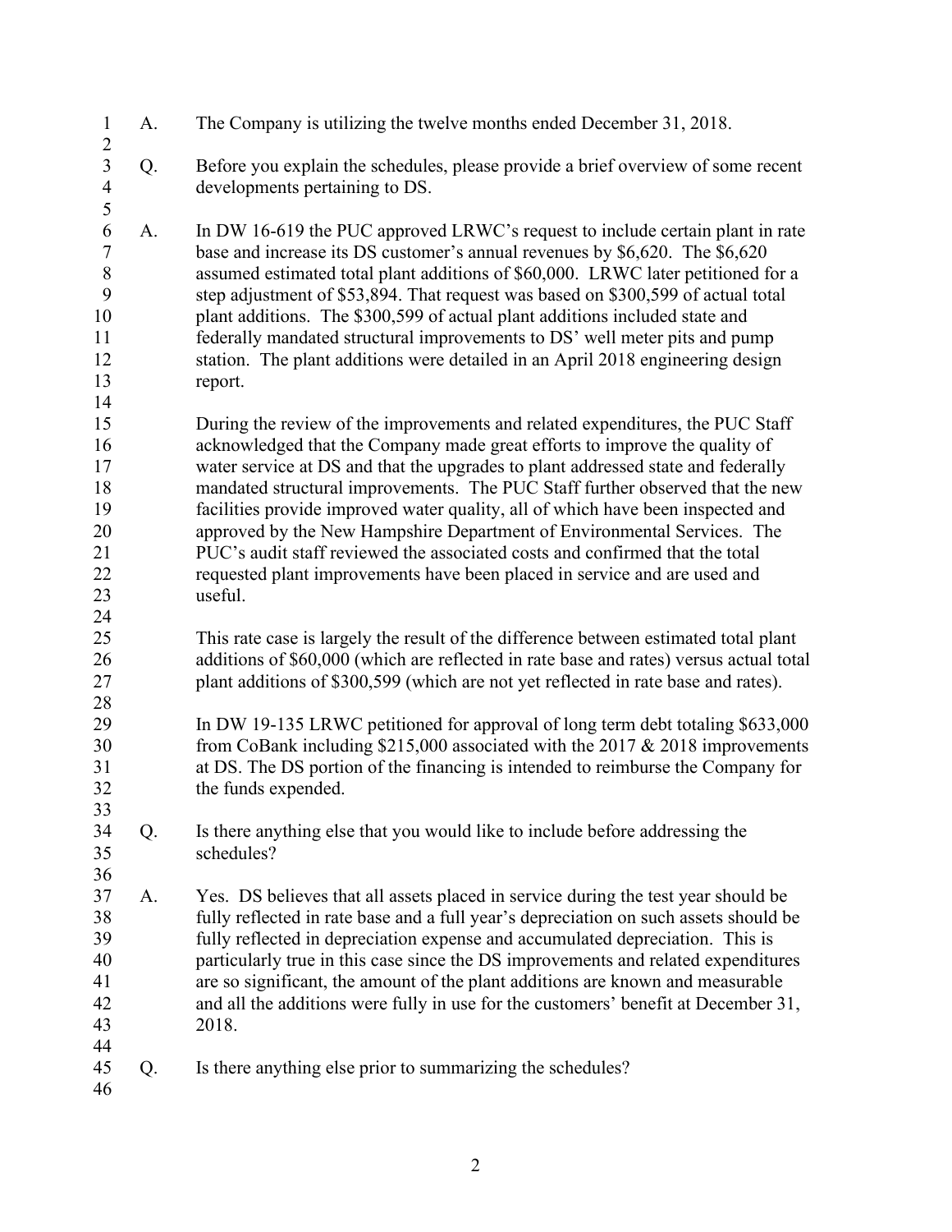A. The Company is utilizing the twelve months ended December 31, 2018.

Q. Before you explain the schedules, please provide a brief overview of some recent developments pertaining to DS.

A. In DW 16-619 the PUC approved LRWC's request to include certain plant in rate base and increase its DS customer's annual revenues by $6,620. The $6,620 assumed estimated total plant additions of $60,000. LRWC later petitioned for a step adjustment of $53,894. That request was based on $300,599 of actual total plant additions. The $300,599 of actual plant additions included state and federally mandated structural improvements to DS' well meter pits and pump station. The plant additions were detailed in an April 2018 engineering design report.

During the review of the improvements and related expenditures, the PUC Staff acknowledged that the Company made great efforts to improve the quality of water service at DS and that the upgrades to plant addressed state and federally mandated structural improvements. The PUC Staff further observed that the new facilities provide improved water quality, all of which have been inspected and approved by the New Hampshire Department of Environmental Services. The PUC's audit staff reviewed the associated costs and confirmed that the total requested plant improvements have been placed in service and are used and useful.

This rate case is largely the result of the difference between estimated total plant additions of $60,000 (which are reflected in rate base and rates) versus actual total plant additions of $300,599 (which are not yet reflected in rate base and rates).

In DW 19-135 LRWC petitioned for approval of long term debt totaling $633,000 from CoBank including $215,000 associated with the 2017 & 2018 improvements at DS. The DS portion of the financing is intended to reimburse the Company for the funds expended.

Q. Is there anything else that you would like to include before addressing the schedules?

A. Yes. DS believes that all assets placed in service during the test year should be fully reflected in rate base and a full year's depreciation on such assets should be fully reflected in depreciation expense and accumulated depreciation. This is particularly true in this case since the DS improvements and related expenditures are so significant, the amount of the plant additions are known and measurable and all the additions were fully in use for the customers' benefit at December 31, 2018.

Q. Is there anything else prior to summarizing the schedules?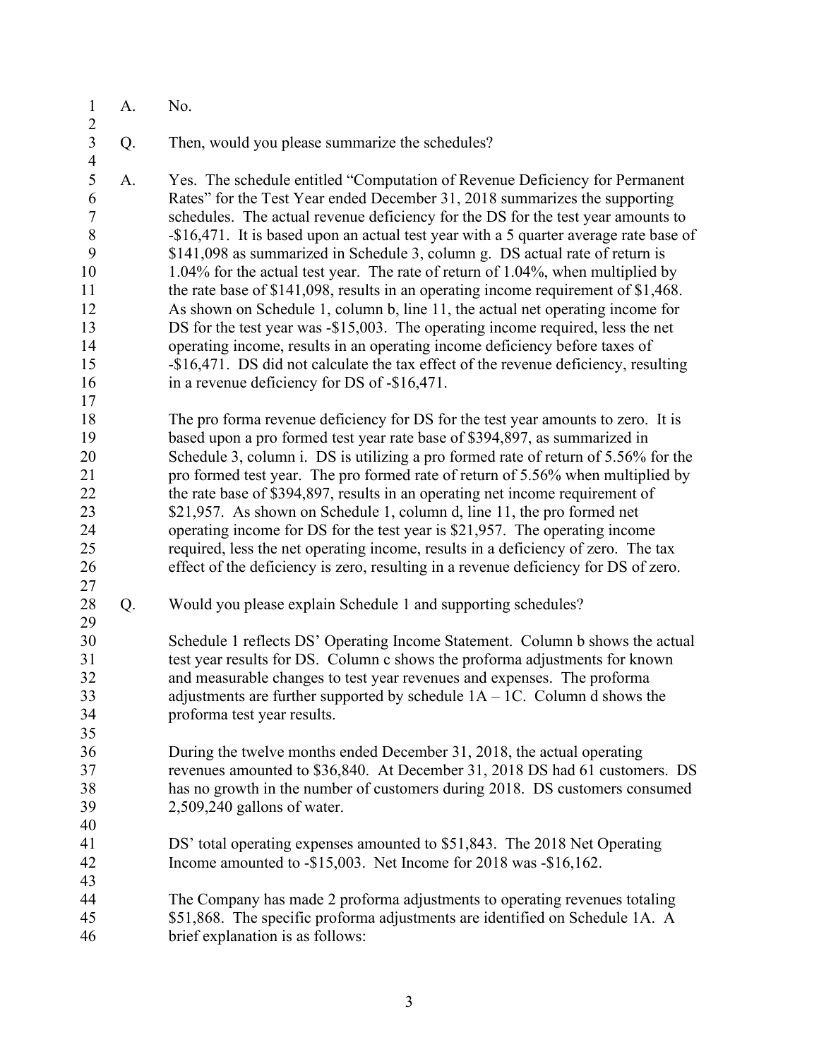A. No.

Q. Then, would you please summarize the schedules?

A. Yes. The schedule entitled "Computation of Revenue Deficiency for Permanent Rates" for the Test Year ended December 31, 2018 summarizes the supporting schedules. The actual revenue deficiency for the DS for the test year amounts to -\$16,471. It is based upon an actual test year with a 5 quarter average rate base of \$141,098 as summarized in Schedule 3, column g. DS actual rate of return is 1.04% for the actual test year. The rate of return of 1.04%, when multiplied by the rate base of \$141,098, results in an operating income requirement of \$1,468. As shown on Schedule 1, column b, line 11, the actual net operating income for DS for the test year was -\$15,003. The operating income required, less the net operating income, results in an operating income deficiency before taxes of -\$16,471. DS did not calculate the tax effect of the revenue deficiency, resulting in a revenue deficiency for DS of -\$16,471.

The pro forma revenue deficiency for DS for the test year amounts to zero. It is based upon a pro formed test year rate base of \$394,897, as summarized in Schedule 3, column i. DS is utilizing a pro formed rate of return of 5.56% for the pro formed test year. The pro formed rate of return of 5.56% when multiplied by the rate base of \$394,897, results in an operating net income requirement of \$21,957. As shown on Schedule 1, column d, line 11, the pro formed net operating income for DS for the test year is \$21,957. The operating income required, less the net operating income, results in a deficiency of zero. The tax effect of the deficiency is zero, resulting in a revenue deficiency for DS of zero.

Q. Would you please explain Schedule 1 and supporting schedules?

Schedule 1 reflects DS' Operating Income Statement. Column b shows the actual test year results for DS. Column c shows the proforma adjustments for known and measurable changes to test year revenues and expenses. The proforma adjustments are further supported by schedule 1A – 1C. Column d shows the proforma test year results.

During the twelve months ended December 31, 2018, the actual operating revenues amounted to \$36,840. At December 31, 2018 DS had 61 customers. DS has no growth in the number of customers during 2018. DS customers consumed 2,509,240 gallons of water.

DS' total operating expenses amounted to \$51,843. The 2018 Net Operating Income amounted to -\$15,003. Net Income for 2018 was -\$16,162.

The Company has made 2 proforma adjustments to operating revenues totaling \$51,868. The specific proforma adjustments are identified on Schedule 1A. A brief explanation is as follows: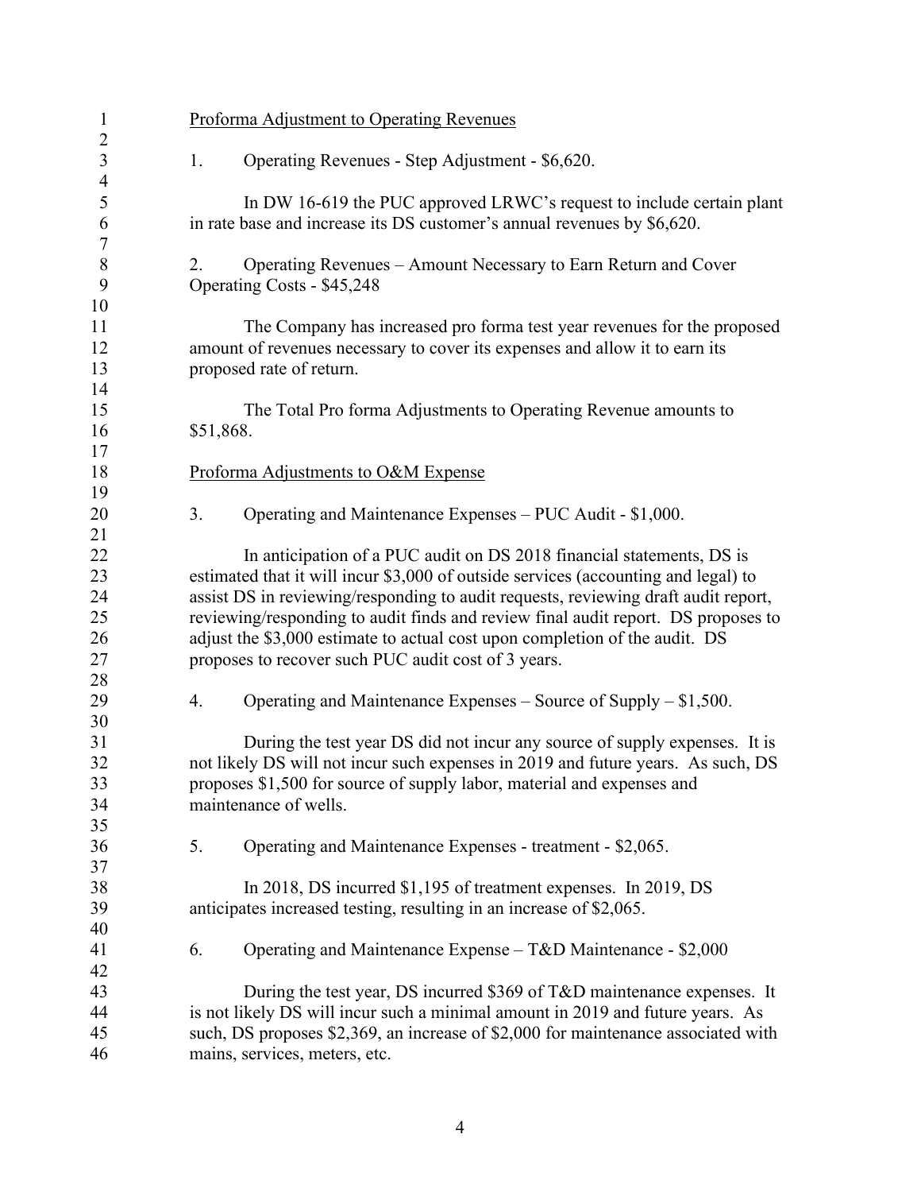Proforma Adjustment to Operating Revenues

1. Operating Revenues - Step Adjustment - $6,620.

In DW 16-619 the PUC approved LRWC's request to include certain plant in rate base and increase its DS customer's annual revenues by $6,620.

2. Operating Revenues – Amount Necessary to Earn Return and Cover Operating Costs - $45,248

The Company has increased pro forma test year revenues for the proposed amount of revenues necessary to cover its expenses and allow it to earn its proposed rate of return.

The Total Pro forma Adjustments to Operating Revenue amounts to $51,868.

Proforma Adjustments to O&M Expense

3. Operating and Maintenance Expenses – PUC Audit - $1,000.

In anticipation of a PUC audit on DS 2018 financial statements, DS is estimated that it will incur $3,000 of outside services (accounting and legal) to assist DS in reviewing/responding to audit requests, reviewing draft audit report, reviewing/responding to audit finds and review final audit report. DS proposes to adjust the $3,000 estimate to actual cost upon completion of the audit. DS proposes to recover such PUC audit cost of 3 years.

4. Operating and Maintenance Expenses – Source of Supply – $1,500.

During the test year DS did not incur any source of supply expenses. It is not likely DS will not incur such expenses in 2019 and future years. As such, DS proposes $1,500 for source of supply labor, material and expenses and maintenance of wells.

5. Operating and Maintenance Expenses - treatment - $2,065.

In 2018, DS incurred $1,195 of treatment expenses. In 2019, DS anticipates increased testing, resulting in an increase of $2,065.

6. Operating and Maintenance Expense – T&D Maintenance - $2,000

During the test year, DS incurred $369 of T&D maintenance expenses. It is not likely DS will incur such a minimal amount in 2019 and future years. As such, DS proposes $2,369, an increase of $2,000 for maintenance associated with mains, services, meters, etc.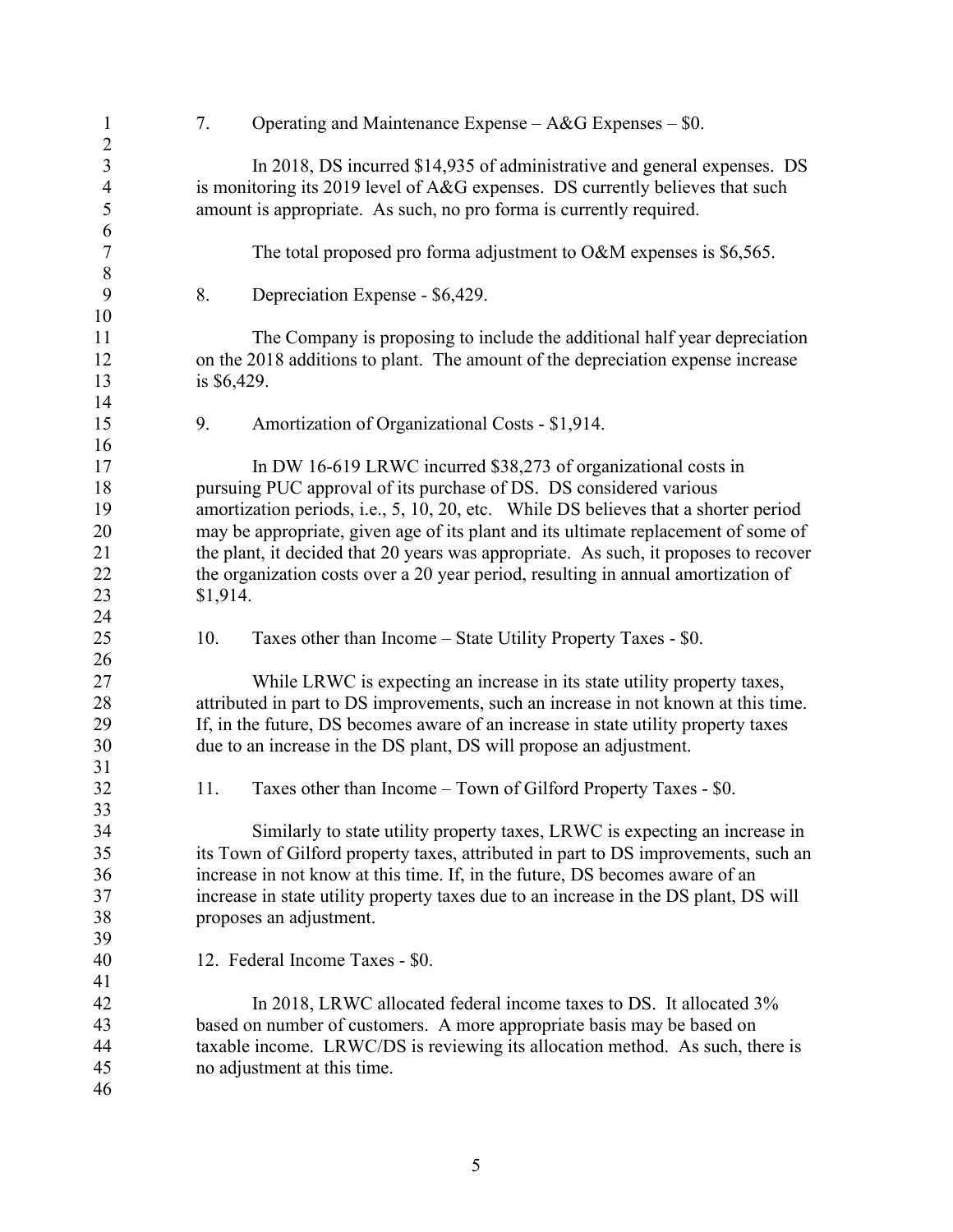7. Operating and Maintenance Expense – A&G Expenses – $0.

In 2018, DS incurred $14,935 of administrative and general expenses. DS is monitoring its 2019 level of A&G expenses. DS currently believes that such amount is appropriate. As such, no pro forma is currently required.

The total proposed pro forma adjustment to O&M expenses is $6,565.

8. Depreciation Expense - $6,429.

The Company is proposing to include the additional half year depreciation on the 2018 additions to plant. The amount of the depreciation expense increase is $6,429.

9. Amortization of Organizational Costs - $1,914.

In DW 16-619 LRWC incurred $38,273 of organizational costs in pursuing PUC approval of its purchase of DS. DS considered various amortization periods, i.e., 5, 10, 20, etc. While DS believes that a shorter period may be appropriate, given age of its plant and its ultimate replacement of some of the plant, it decided that 20 years was appropriate. As such, it proposes to recover the organization costs over a 20 year period, resulting in annual amortization of $1,914.

10. Taxes other than Income – State Utility Property Taxes - $0.

While LRWC is expecting an increase in its state utility property taxes, attributed in part to DS improvements, such an increase in not known at this time. If, in the future, DS becomes aware of an increase in state utility property taxes due to an increase in the DS plant, DS will propose an adjustment.

11. Taxes other than Income – Town of Gilford Property Taxes - $0.

Similarly to state utility property taxes, LRWC is expecting an increase in its Town of Gilford property taxes, attributed in part to DS improvements, such an increase in not know at this time. If, in the future, DS becomes aware of an increase in state utility property taxes due to an increase in the DS plant, DS will proposes an adjustment.

12. Federal Income Taxes - $0.

In 2018, LRWC allocated federal income taxes to DS. It allocated 3% based on number of customers. A more appropriate basis may be based on taxable income. LRWC/DS is reviewing its allocation method. As such, there is no adjustment at this time.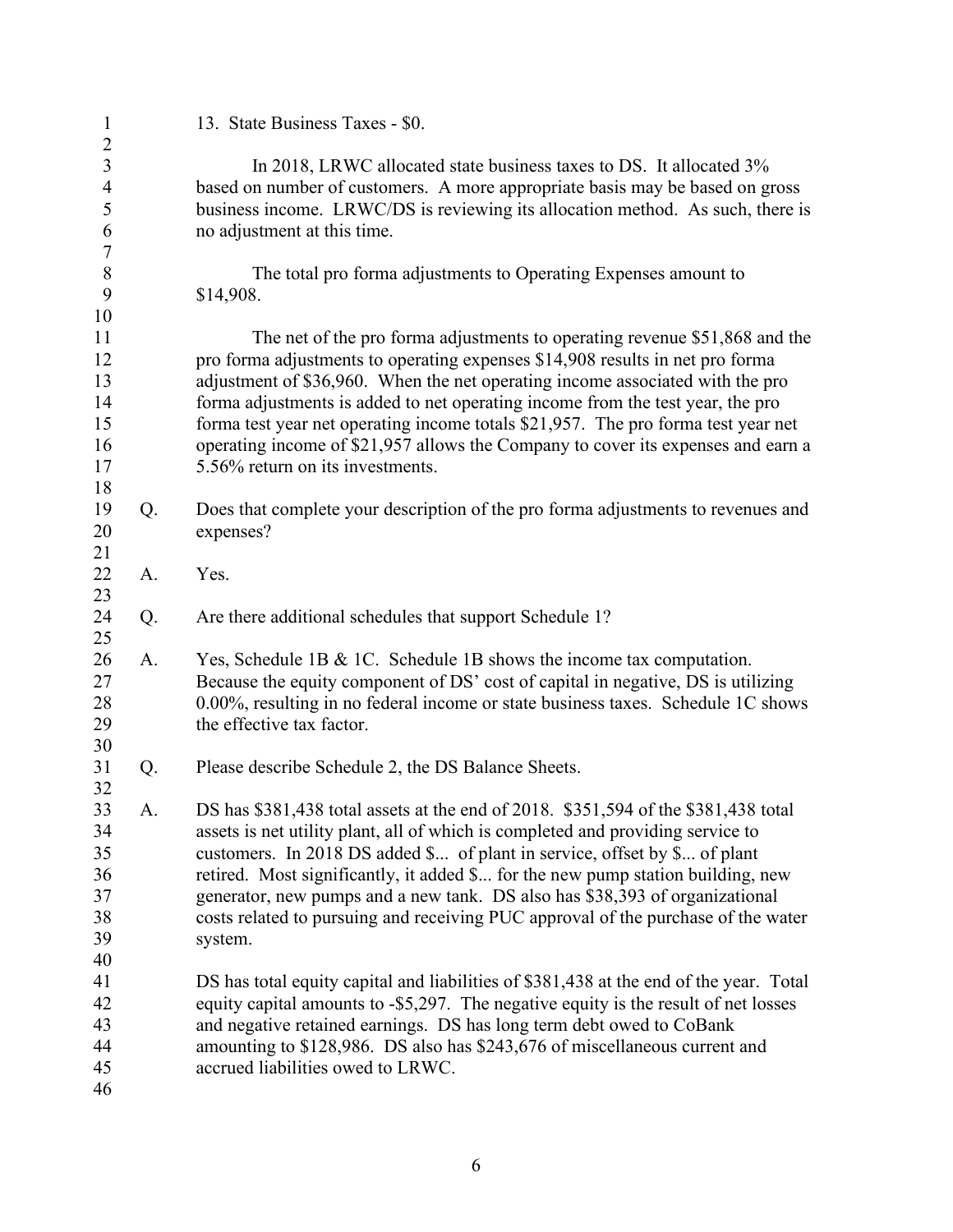13. State Business Taxes - $0.

In 2018, LRWC allocated state business taxes to DS. It allocated 3% based on number of customers. A more appropriate basis may be based on gross business income. LRWC/DS is reviewing its allocation method. As such, there is no adjustment at this time.

The total pro forma adjustments to Operating Expenses amount to $14,908.

The net of the pro forma adjustments to operating revenue $51,868 and the pro forma adjustments to operating expenses $14,908 results in net pro forma adjustment of $36,960. When the net operating income associated with the pro forma adjustments is added to net operating income from the test year, the pro forma test year net operating income totals $21,957. The pro forma test year net operating income of $21,957 allows the Company to cover its expenses and earn a 5.56% return on its investments.

Q. Does that complete your description of the pro forma adjustments to revenues and expenses?

A. Yes.

Q. Are there additional schedules that support Schedule 1?

A. Yes, Schedule 1B & 1C. Schedule 1B shows the income tax computation. Because the equity component of DS' cost of capital in negative, DS is utilizing 0.00%, resulting in no federal income or state business taxes. Schedule 1C shows the effective tax factor.

Q. Please describe Schedule 2, the DS Balance Sheets.

A. DS has $381,438 total assets at the end of 2018. $351,594 of the $381,438 total assets is net utility plant, all of which is completed and providing service to customers. In 2018 DS added $... of plant in service, offset by $... of plant retired. Most significantly, it added $... for the new pump station building, new generator, new pumps and a new tank. DS also has $38,393 of organizational costs related to pursuing and receiving PUC approval of the purchase of the water system.

DS has total equity capital and liabilities of $381,438 at the end of the year. Total equity capital amounts to -$5,297. The negative equity is the result of net losses and negative retained earnings. DS has long term debt owed to CoBank amounting to $128,986. DS also has $243,676 of miscellaneous current and accrued liabilities owed to LRWC.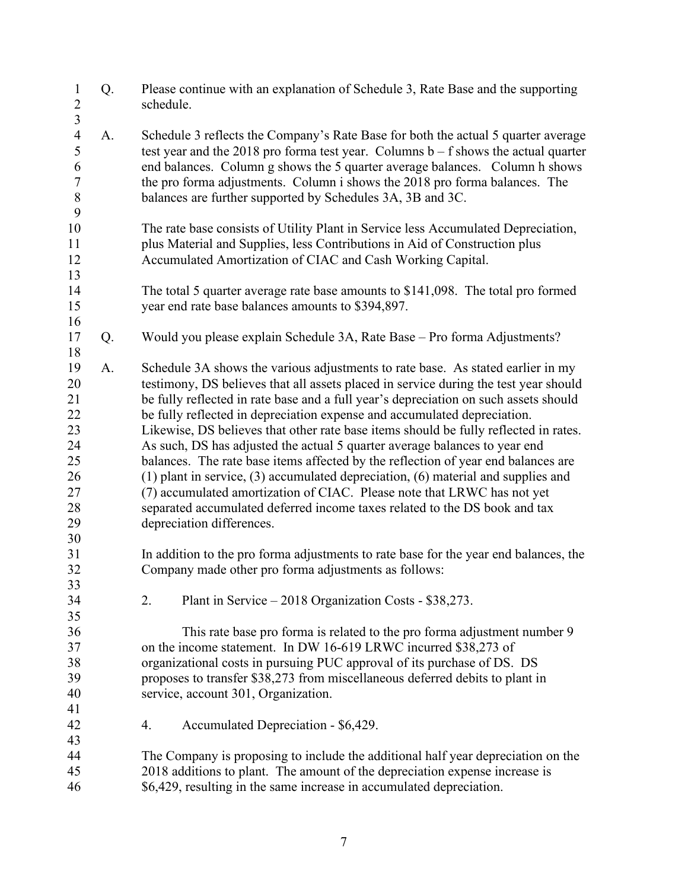Q. Please continue with an explanation of Schedule 3, Rate Base and the supporting schedule.

A. Schedule 3 reflects the Company's Rate Base for both the actual 5 quarter average test year and the 2018 pro forma test year. Columns b – f shows the actual quarter end balances. Column g shows the 5 quarter average balances. Column h shows the pro forma adjustments. Column i shows the 2018 pro forma balances. The balances are further supported by Schedules 3A, 3B and 3C.

The rate base consists of Utility Plant in Service less Accumulated Depreciation, plus Material and Supplies, less Contributions in Aid of Construction plus Accumulated Amortization of CIAC and Cash Working Capital.

The total 5 quarter average rate base amounts to $141,098. The total pro formed year end rate base balances amounts to $394,897.

Q. Would you please explain Schedule 3A, Rate Base – Pro forma Adjustments?

A. Schedule 3A shows the various adjustments to rate base. As stated earlier in my testimony, DS believes that all assets placed in service during the test year should be fully reflected in rate base and a full year's depreciation on such assets should be fully reflected in depreciation expense and accumulated depreciation. Likewise, DS believes that other rate base items should be fully reflected in rates. As such, DS has adjusted the actual 5 quarter average balances to year end balances. The rate base items affected by the reflection of year end balances are (1) plant in service, (3) accumulated depreciation, (6) material and supplies and (7) accumulated amortization of CIAC. Please note that LRWC has not yet separated accumulated deferred income taxes related to the DS book and tax depreciation differences.

In addition to the pro forma adjustments to rate base for the year end balances, the Company made other pro forma adjustments as follows:

2. Plant in Service – 2018 Organization Costs - $38,273.

This rate base pro forma is related to the pro forma adjustment number 9 on the income statement. In DW 16-619 LRWC incurred $38,273 of organizational costs in pursuing PUC approval of its purchase of DS. DS proposes to transfer $38,273 from miscellaneous deferred debits to plant in service, account 301, Organization.

4. Accumulated Depreciation - $6,429.

The Company is proposing to include the additional half year depreciation on the 2018 additions to plant. The amount of the depreciation expense increase is $6,429, resulting in the same increase in accumulated depreciation.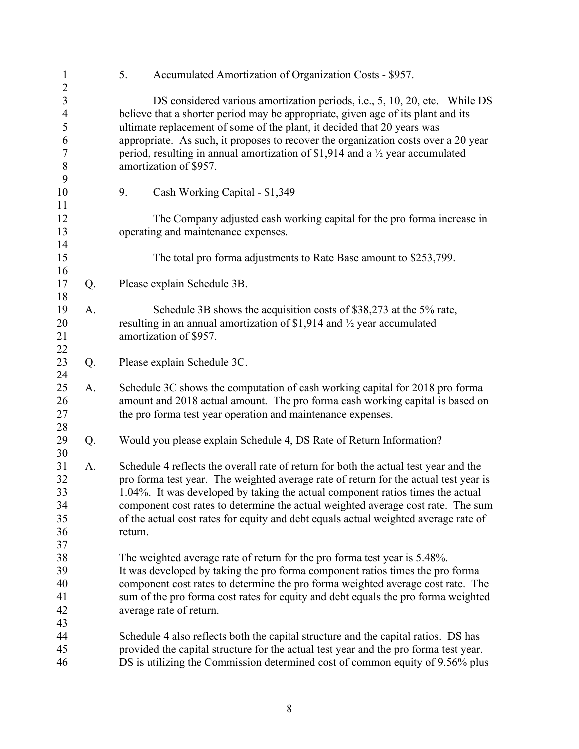5. Accumulated Amortization of Organization Costs - $957.

DS considered various amortization periods, i.e., 5, 10, 20, etc. While DS believe that a shorter period may be appropriate, given age of its plant and its ultimate replacement of some of the plant, it decided that 20 years was appropriate. As such, it proposes to recover the organization costs over a 20 year period, resulting in annual amortization of $1,914 and a ½ year accumulated amortization of $957.

9. Cash Working Capital - $1,349

The Company adjusted cash working capital for the pro forma increase in operating and maintenance expenses.

The total pro forma adjustments to Rate Base amount to $253,799.

Q. Please explain Schedule 3B.

A. Schedule 3B shows the acquisition costs of $38,273 at the 5% rate, resulting in an annual amortization of $1,914 and ½ year accumulated amortization of $957.

Q. Please explain Schedule 3C.

A. Schedule 3C shows the computation of cash working capital for 2018 pro forma amount and 2018 actual amount. The pro forma cash working capital is based on the pro forma test year operation and maintenance expenses.

Q. Would you please explain Schedule 4, DS Rate of Return Information?

A. Schedule 4 reflects the overall rate of return for both the actual test year and the pro forma test year. The weighted average rate of return for the actual test year is 1.04%. It was developed by taking the actual component ratios times the actual component cost rates to determine the actual weighted average cost rate. The sum of the actual cost rates for equity and debt equals actual weighted average rate of return.

The weighted average rate of return for the pro forma test year is 5.48%. It was developed by taking the pro forma component ratios times the pro forma component cost rates to determine the pro forma weighted average cost rate. The sum of the pro forma cost rates for equity and debt equals the pro forma weighted average rate of return.

Schedule 4 also reflects both the capital structure and the capital ratios. DS has provided the capital structure for the actual test year and the pro forma test year. DS is utilizing the Commission determined cost of common equity of 9.56% plus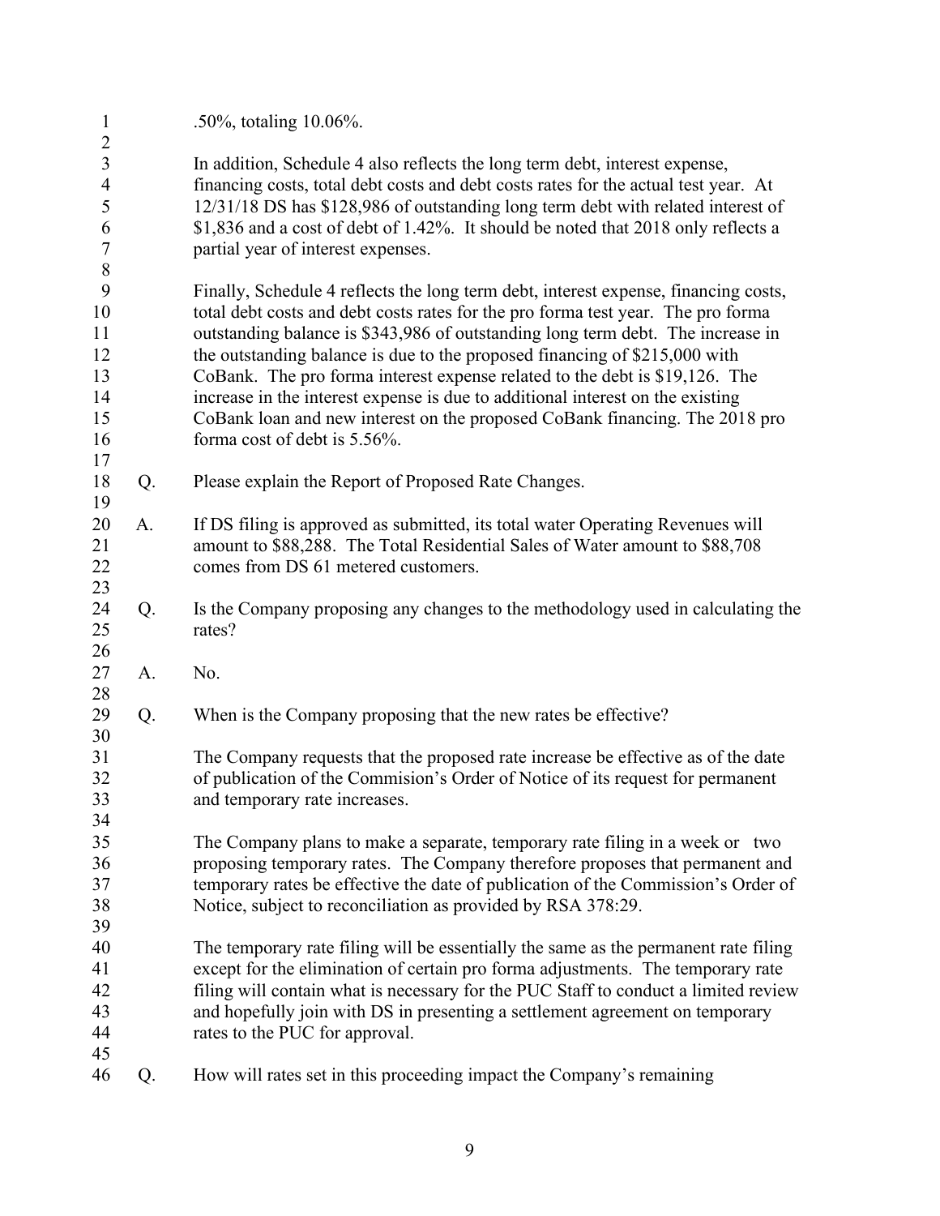.50%, totaling 10.06%.

In addition, Schedule 4 also reflects the long term debt, interest expense, financing costs, total debt costs and debt costs rates for the actual test year. At 12/31/18 DS has $128,986 of outstanding long term debt with related interest of $1,836 and a cost of debt of 1.42%. It should be noted that 2018 only reflects a partial year of interest expenses.

Finally, Schedule 4 reflects the long term debt, interest expense, financing costs, total debt costs and debt costs rates for the pro forma test year. The pro forma outstanding balance is $343,986 of outstanding long term debt. The increase in the outstanding balance is due to the proposed financing of $215,000 with CoBank. The pro forma interest expense related to the debt is $19,126. The increase in the interest expense is due to additional interest on the existing CoBank loan and new interest on the proposed CoBank financing. The 2018 pro forma cost of debt is 5.56%.

Q. Please explain the Report of Proposed Rate Changes.

A. If DS filing is approved as submitted, its total water Operating Revenues will amount to $88,288. The Total Residential Sales of Water amount to $88,708 comes from DS 61 metered customers.

Q. Is the Company proposing any changes to the methodology used in calculating the rates?

A. No.

Q. When is the Company proposing that the new rates be effective?

The Company requests that the proposed rate increase be effective as of the date of publication of the Commision's Order of Notice of its request for permanent and temporary rate increases.

The Company plans to make a separate, temporary rate filing in a week or two proposing temporary rates. The Company therefore proposes that permanent and temporary rates be effective the date of publication of the Commission's Order of Notice, subject to reconciliation as provided by RSA 378:29.

The temporary rate filing will be essentially the same as the permanent rate filing except for the elimination of certain pro forma adjustments. The temporary rate filing will contain what is necessary for the PUC Staff to conduct a limited review and hopefully join with DS in presenting a settlement agreement on temporary rates to the PUC for approval.

Q. How will rates set in this proceeding impact the Company's remaining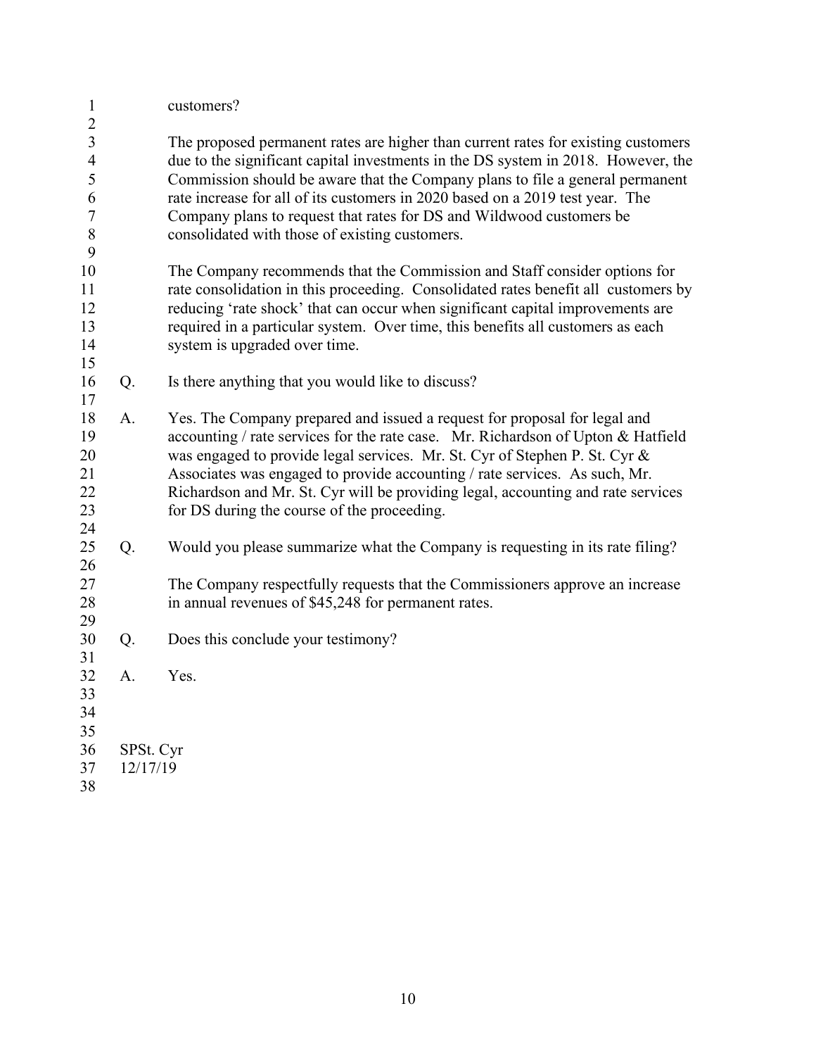customers?

The proposed permanent rates are higher than current rates for existing customers due to the significant capital investments in the DS system in 2018. However, the Commission should be aware that the Company plans to file a general permanent rate increase for all of its customers in 2020 based on a 2019 test year. The Company plans to request that rates for DS and Wildwood customers be consolidated with those of existing customers.

The Company recommends that the Commission and Staff consider options for rate consolidation in this proceeding. Consolidated rates benefit all customers by reducing 'rate shock' that can occur when significant capital improvements are required in a particular system. Over time, this benefits all customers as each system is upgraded over time.

Q. Is there anything that you would like to discuss?

A. Yes. The Company prepared and issued a request for proposal for legal and accounting / rate services for the rate case. Mr. Richardson of Upton & Hatfield was engaged to provide legal services. Mr. St. Cyr of Stephen P. St. Cyr & Associates was engaged to provide accounting / rate services. As such, Mr. Richardson and Mr. St. Cyr will be providing legal, accounting and rate services for DS during the course of the proceeding.

Q. Would you please summarize what the Company is requesting in its rate filing?

The Company respectfully requests that the Commissioners approve an increase in annual revenues of $45,248 for permanent rates.

Q. Does this conclude your testimony?

A. Yes.

SPSt. Cyr
12/17/19